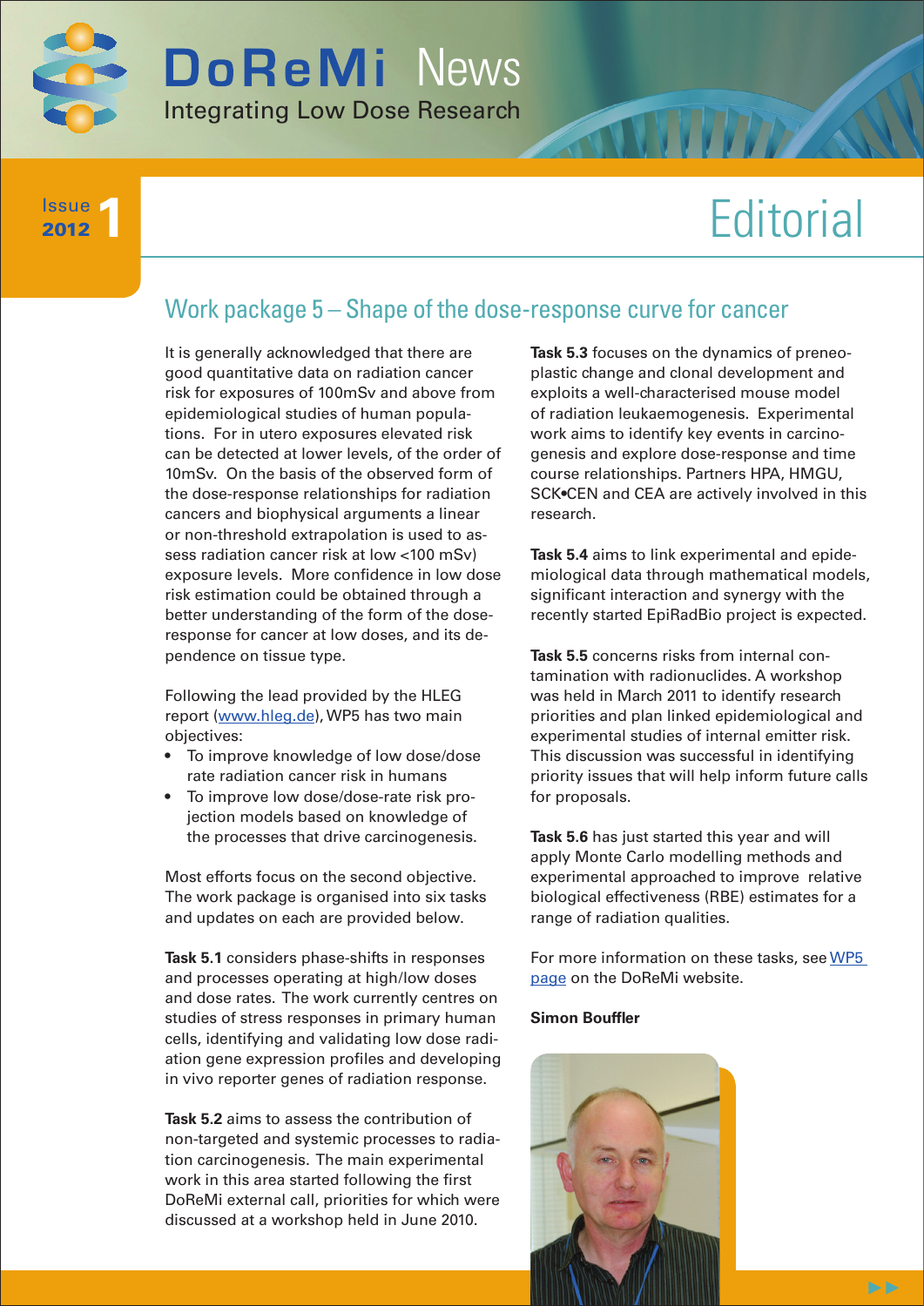# DoReMi News

Integrating Low Dose Research

Issue 1 2012

# Editorial

## Work package 5 – Shape of the dose-response curve for cancer

It is generally acknowledged that there are good quantitative data on radiation cancer risk for exposures of 100mSv and above from epidemiological studies of human populations. For in utero exposures elevated risk can be detected at lower levels, of the order of 10mSv. On the basis of the observed form of the dose-response relationships for radiation cancers and biophysical arguments a linear or non-threshold extrapolation is used to assess radiation cancer risk at low <100 mSv) exposure levels. More confidence in low dose risk estimation could be obtained through a better understanding of the form of the dose-response for cancer at low doses, and its dependence on tissue type.

Following the lead provided by the HLEG report (www.hleg.de), WP5 has two main objectives:

- To improve knowledge of low dose/dose rate radiation cancer risk in humans
- To improve low dose/dose-rate risk projection models based on knowledge of the processes that drive carcinogenesis.

Most efforts focus on the second objective. The work package is organised into six tasks and updates on each are provided below.

**Task 5.1** considers phase-shifts in responses and processes operating at high/low doses and dose rates. The work currently centres on studies of stress responses in primary human cells, identifying and validating low dose radiation gene expression profiles and developing in vivo reporter genes of radiation response.

**Task 5.2** aims to assess the contribution of non-targeted and systemic processes to radiation carcinogenesis. The main experimental work in this area started following the first DoReMi external call, priorities for which were discussed at a workshop held in June 2010.

**Task 5.3** focuses on the dynamics of preneoplastic change and clonal development and exploits a well-characterised mouse model of radiation leukaemogenesis. Experimental work aims to identify key events in carcinogenesis and explore dose-response and time course relationships. Partners HPA, HMGU, SCK•CEN and CEA are actively involved in this research.

**Task 5.4** aims to link experimental and epidemiological data through mathematical models, significant interaction and synergy with the recently started EpiRadBio project is expected.

**Task 5.5** concerns risks from internal contamination with radionuclides. A workshop was held in March 2011 to identify research priorities and plan linked epidemiological and experimental studies of internal emitter risk. This discussion was successful in identifying priority issues that will help inform future calls for proposals.

**Task 5.6** has just started this year and will apply Monte Carlo modelling methods and experimental approached to improve relative biological effectiveness (RBE) estimates for a range of radiation qualities.

For more information on these tasks, see WP5 page on the DoReMi website.

**Simon Bouffler**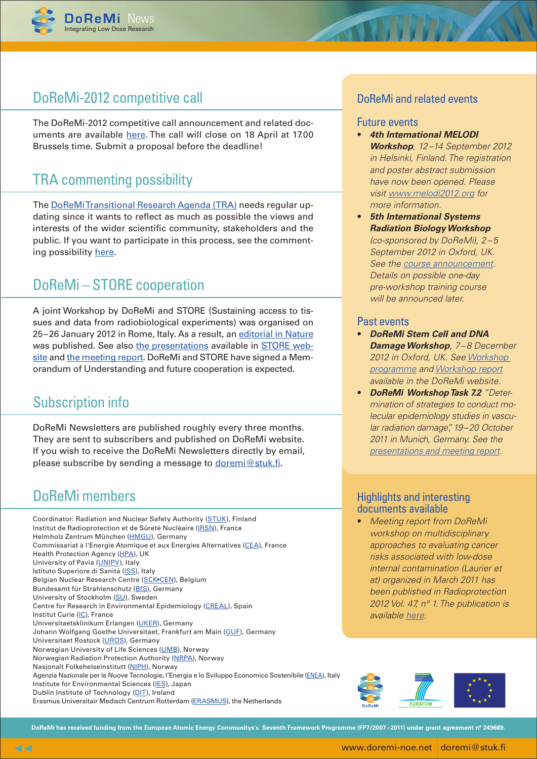## DoReMi-2012 competitive call

The DoReMi-2012 competitive call announcement and related documents are available here. The call will close on 18 April at 17.00 Brussels time. Submit a proposal before the deadline!

## TRA commenting possibility

The DoReMi Transitional Research Agenda (TRA) needs regular updating since it wants to reflect as much as possible the views and interests of the wider scientific community, stakeholders and the public. If you want to participate in this process, see the commenting possibility here.

## DoReMi – STORE cooperation

A joint Workshop by DoReMi and STORE (Sustaining access to tissues and data from radiobiological experiments) was organised on 25–26 January 2012 in Rome, Italy. As a result, an editorial in Nature was published. See also the presentations available in STORE website and the meeting report. DoReMi and STORE have signed a Memorandum of Understanding and future cooperation is expected.

## Subscription info

DoReMi Newsletters are published roughly every three months. They are sent to subscribers and published on DoReMi website. If you wish to receive the DoReMi Newsletters directly by email, please subscribe by sending a message to doremi@stuk.fi.

## DoReMi members

Coordinator: Radiation and Nuclear Safety Authority (STUK), Finland
Institut de Radioprotection et de Sûreté Nucléaire (IRSN), France
Helmholz Zentrum München (HMGU), Germany
Commissariat à l'Energie Atomique et aux Energies Alternatives (CEA), France
Health Protection Agency (HPA), UK
University of Pavia (UNIPV), Italy
Istituto Superiore di Sanitá (ISS), Italy
Belgian Nuclear Research Centre (SCK•CEN), Belgium
Bundesamt für Strahlenschutz (BfS), Germany
University of Stockholm (SU), Sweden
Centre for Research in Environmental Epidemiology (CREAL), Spain
Institut Curie (IC), France
Universitaetsklinikum Erlangen (UKER), Germany
Johann Wolfgang Goethe Universitaet, Frankfurt am Main (GUF), Germany
Universitaet Rostock (UROS), Germany
Norwegian University of Life Sciences (UMB), Norway
Norwegian Radiation Protection Authority (NRPA), Norway
Nasjonalt Folkehelseinstitutt (NIPH), Norway
Agenzia Nazionale per le Nuove Tecnologie, l'Energia e lo Sviluppo Economico Sostenibile (ENEA), Italy
Institute for Environmental Sciences (IES), Japan
Dublin Institute of Technology (DIT), Ireland
Erasmus Universitair Medisch Centrum Rotterdam (ERASMUS), the Netherlands

## DoReMi and related events

### Future events

- ***4th International MELODI Workshop****, 12–14 September 2012 in Helsinki, Finland. The registration and poster abstract submission have now been opened. Please visit www.melodi2012.org for more information.*
- ***5th International Systems Radiation Biology Workshop*** *(co-sponsored by DoReMi), 2–5 September 2012 in Oxford, UK. See the course announcement. Details on possible one-day pre-workshop training course will be announced later.*

### Past events

- ***DoReMi Stem Cell and DNA Damage Workshop****, 7–8 December 2012 in Oxford, UK. See Workshop programme and Workshop report available in the DoReMi website.*
- ***DoReMi Workshop Task 7.2*** *"Determination of strategies to conduct molecular epidemiology studies in vascular radiation damage", 19–20 October 2011 in Munich, Germany. See the presentations and meeting report.*

## Highlights and interesting documents available

- *Meeting report from DoReMi workshop on multidisciplinary approaches to evaluating cancer risks associated with low-dose internal contamination (Laurier et at) organized in March 2011 has been published in Radioprotection 2012 Vol. 47, n° 1. The publication is available here.*

DoReMi has received funding from the European Atomic Energy Communitys's Seventh Framework Programme (FP7/2007–2011) under grant agreement n° 249689.

www.doremi-noe.net | doremi@stuk.fi